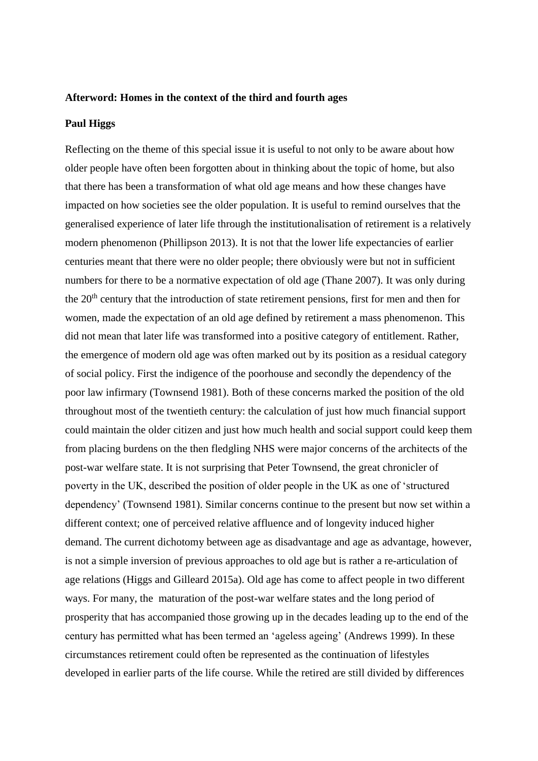**Afterword: Homes in the context of the third and fourth ages**

**Paul Higgs**

Reflecting on the theme of this special issue it is useful to not only to be aware about how older people have often been forgotten about in thinking about the topic of home, but also that there has been a transformation of what old age means and how these changes have impacted on how societies see the older population. It is useful to remind ourselves that the generalised experience of later life through the institutionalisation of retirement is a relatively modern phenomenon (Phillipson 2013). It is not that the lower life expectancies of earlier centuries meant that there were no older people; there obviously were but not in sufficient numbers for there to be a normative expectation of old age (Thane 2007). It was only during the 20th century that the introduction of state retirement pensions, first for men and then for women, made the expectation of an old age defined by retirement a mass phenomenon. This did not mean that later life was transformed into a positive category of entitlement. Rather, the emergence of modern old age was often marked out by its position as a residual category of social policy. First the indigence of the poorhouse and secondly the dependency of the poor law infirmary (Townsend 1981). Both of these concerns marked the position of the old throughout most of the twentieth century: the calculation of just how much financial support could maintain the older citizen and just how much health and social support could keep them from placing burdens on the then fledgling NHS were major concerns of the architects of the post-war welfare state. It is not surprising that Peter Townsend, the great chronicler of poverty in the UK, described the position of older people in the UK as one of 'structured dependency' (Townsend 1981). Similar concerns continue to the present but now set within a different context; one of perceived relative affluence and of longevity induced higher demand. The current dichotomy between age as disadvantage and age as advantage, however, is not a simple inversion of previous approaches to old age but is rather a re-articulation of age relations (Higgs and Gilleard 2015a). Old age has come to affect people in two different ways. For many, the maturation of the post-war welfare states and the long period of prosperity that has accompanied those growing up in the decades leading up to the end of the century has permitted what has been termed an 'ageless ageing' (Andrews 1999). In these circumstances retirement could often be represented as the continuation of lifestyles developed in earlier parts of the life course. While the retired are still divided by differences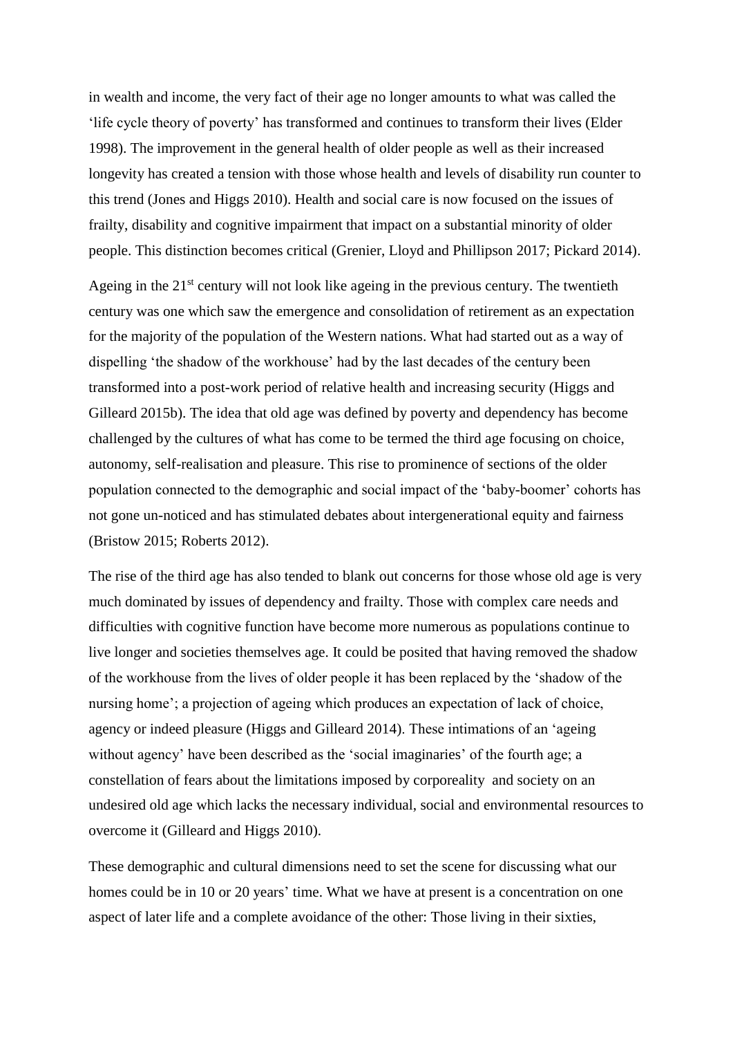in wealth and income, the very fact of their age no longer amounts to what was called the 'life cycle theory of poverty' has transformed and continues to transform their lives (Elder 1998). The improvement in the general health of older people as well as their increased longevity has created a tension with those whose health and levels of disability run counter to this trend (Jones and Higgs 2010). Health and social care is now focused on the issues of frailty, disability and cognitive impairment that impact on a substantial minority of older people. This distinction becomes critical (Grenier, Lloyd and Phillipson 2017; Pickard 2014).

Ageing in the 21st century will not look like ageing in the previous century. The twentieth century was one which saw the emergence and consolidation of retirement as an expectation for the majority of the population of the Western nations. What had started out as a way of dispelling 'the shadow of the workhouse' had by the last decades of the century been transformed into a post-work period of relative health and increasing security (Higgs and Gilleard 2015b). The idea that old age was defined by poverty and dependency has become challenged by the cultures of what has come to be termed the third age focusing on choice, autonomy, self-realisation and pleasure. This rise to prominence of sections of the older population connected to the demographic and social impact of the 'baby-boomer' cohorts has not gone un-noticed and has stimulated debates about intergenerational equity and fairness (Bristow 2015; Roberts 2012).

The rise of the third age has also tended to blank out concerns for those whose old age is very much dominated by issues of dependency and frailty. Those with complex care needs and difficulties with cognitive function have become more numerous as populations continue to live longer and societies themselves age. It could be posited that having removed the shadow of the workhouse from the lives of older people it has been replaced by the 'shadow of the nursing home'; a projection of ageing which produces an expectation of lack of choice, agency or indeed pleasure (Higgs and Gilleard 2014). These intimations of an 'ageing without agency' have been described as the 'social imaginaries' of the fourth age; a constellation of fears about the limitations imposed by corporeality and society on an undesired old age which lacks the necessary individual, social and environmental resources to overcome it (Gilleard and Higgs 2010).

These demographic and cultural dimensions need to set the scene for discussing what our homes could be in 10 or 20 years' time. What we have at present is a concentration on one aspect of later life and a complete avoidance of the other: Those living in their sixties,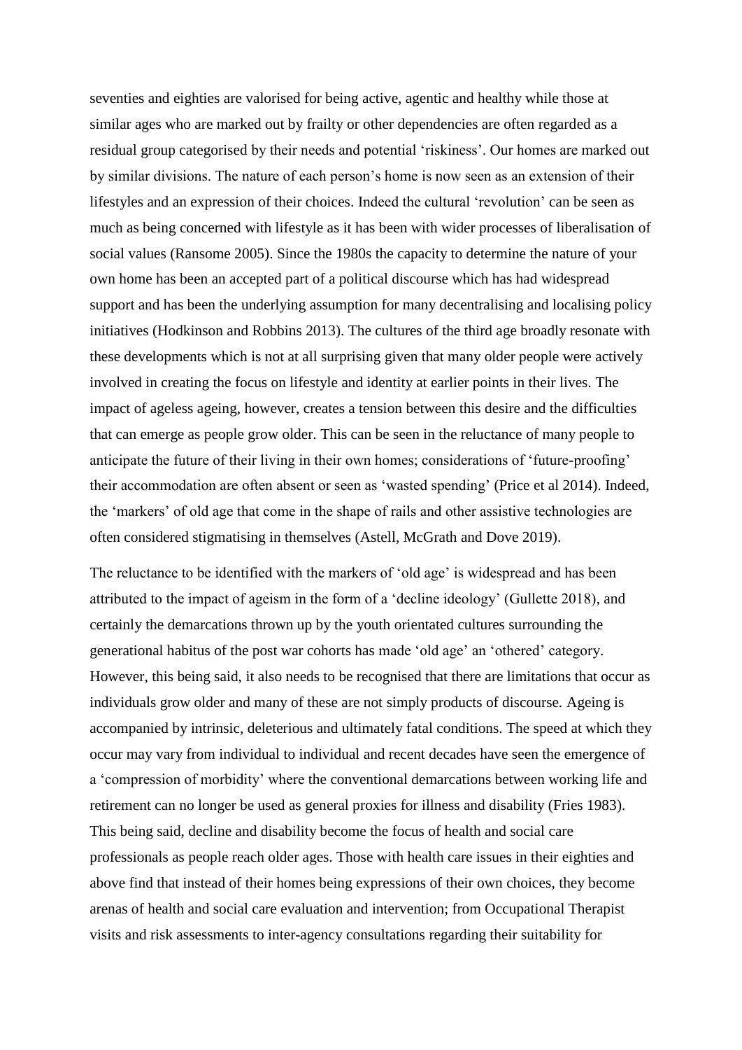seventies and eighties are valorised for being active, agentic and healthy while those at similar ages who are marked out by frailty or other dependencies are often regarded as a residual group categorised by their needs and potential 'riskiness'. Our homes are marked out by similar divisions. The nature of each person's home is now seen as an extension of their lifestyles and an expression of their choices. Indeed the cultural 'revolution' can be seen as much as being concerned with lifestyle as it has been with wider processes of liberalisation of social values (Ransome 2005). Since the 1980s the capacity to determine the nature of your own home has been an accepted part of a political discourse which has had widespread support and has been the underlying assumption for many decentralising and localising policy initiatives (Hodkinson and Robbins 2013). The cultures of the third age broadly resonate with these developments which is not at all surprising given that many older people were actively involved in creating the focus on lifestyle and identity at earlier points in their lives. The impact of ageless ageing, however, creates a tension between this desire and the difficulties that can emerge as people grow older. This can be seen in the reluctance of many people to anticipate the future of their living in their own homes; considerations of 'future-proofing' their accommodation are often absent or seen as 'wasted spending' (Price et al 2014). Indeed, the 'markers' of old age that come in the shape of rails and other assistive technologies are often considered stigmatising in themselves (Astell, McGrath and Dove 2019).

The reluctance to be identified with the markers of 'old age' is widespread and has been attributed to the impact of ageism in the form of a 'decline ideology' (Gullette 2018), and certainly the demarcations thrown up by the youth orientated cultures surrounding the generational habitus of the post war cohorts has made 'old age' an 'othered' category. However, this being said, it also needs to be recognised that there are limitations that occur as individuals grow older and many of these are not simply products of discourse. Ageing is accompanied by intrinsic, deleterious and ultimately fatal conditions. The speed at which they occur may vary from individual to individual and recent decades have seen the emergence of a 'compression of morbidity' where the conventional demarcations between working life and retirement can no longer be used as general proxies for illness and disability (Fries 1983). This being said, decline and disability become the focus of health and social care professionals as people reach older ages. Those with health care issues in their eighties and above find that instead of their homes being expressions of their own choices, they become arenas of health and social care evaluation and intervention; from Occupational Therapist visits and risk assessments to inter-agency consultations regarding their suitability for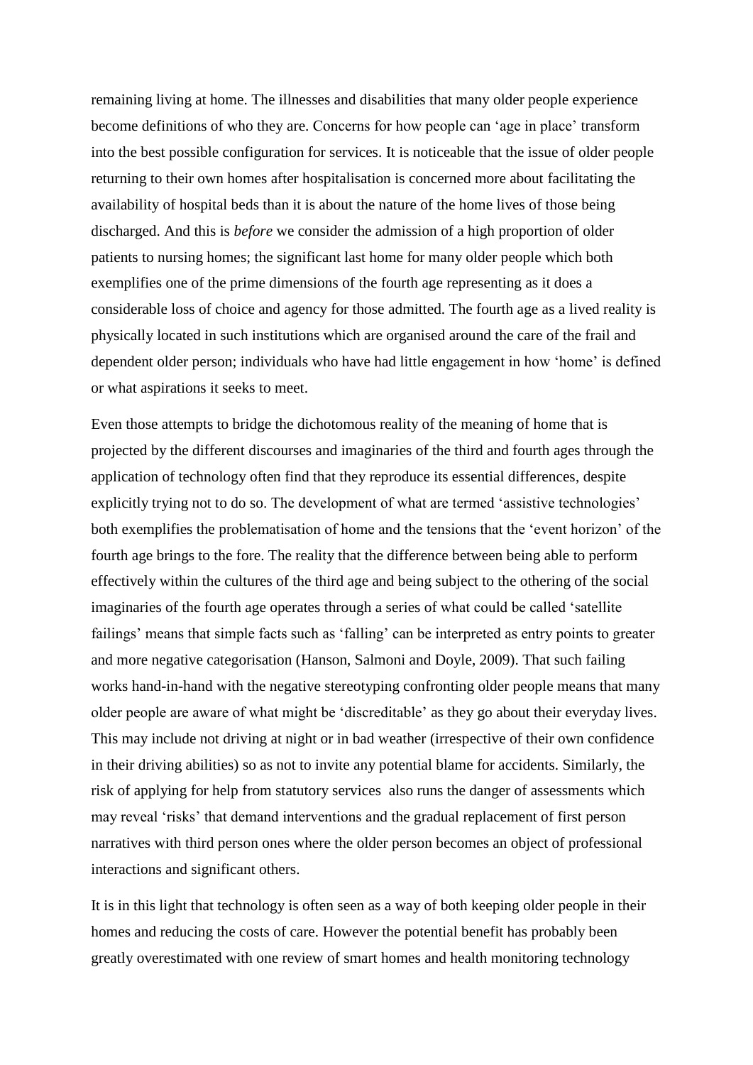remaining living at home. The illnesses and disabilities that many older people experience become definitions of who they are. Concerns for how people can 'age in place' transform into the best possible configuration for services. It is noticeable that the issue of older people returning to their own homes after hospitalisation is concerned more about facilitating the availability of hospital beds than it is about the nature of the home lives of those being discharged. And this is *before* we consider the admission of a high proportion of older patients to nursing homes; the significant last home for many older people which both exemplifies one of the prime dimensions of the fourth age representing as it does a considerable loss of choice and agency for those admitted. The fourth age as a lived reality is physically located in such institutions which are organised around the care of the frail and dependent older person; individuals who have had little engagement in how 'home' is defined or what aspirations it seeks to meet.

Even those attempts to bridge the dichotomous reality of the meaning of home that is projected by the different discourses and imaginaries of the third and fourth ages through the application of technology often find that they reproduce its essential differences, despite explicitly trying not to do so. The development of what are termed 'assistive technologies' both exemplifies the problematisation of home and the tensions that the 'event horizon' of the fourth age brings to the fore. The reality that the difference between being able to perform effectively within the cultures of the third age and being subject to the othering of the social imaginaries of the fourth age operates through a series of what could be called 'satellite failings' means that simple facts such as 'falling' can be interpreted as entry points to greater and more negative categorisation (Hanson, Salmoni and Doyle, 2009). That such failing works hand-in-hand with the negative stereotyping confronting older people means that many older people are aware of what might be 'discreditable' as they go about their everyday lives. This may include not driving at night or in bad weather (irrespective of their own confidence in their driving abilities) so as not to invite any potential blame for accidents. Similarly, the risk of applying for help from statutory services also runs the danger of assessments which may reveal 'risks' that demand interventions and the gradual replacement of first person narratives with third person ones where the older person becomes an object of professional interactions and significant others.

It is in this light that technology is often seen as a way of both keeping older people in their homes and reducing the costs of care. However the potential benefit has probably been greatly overestimated with one review of smart homes and health monitoring technology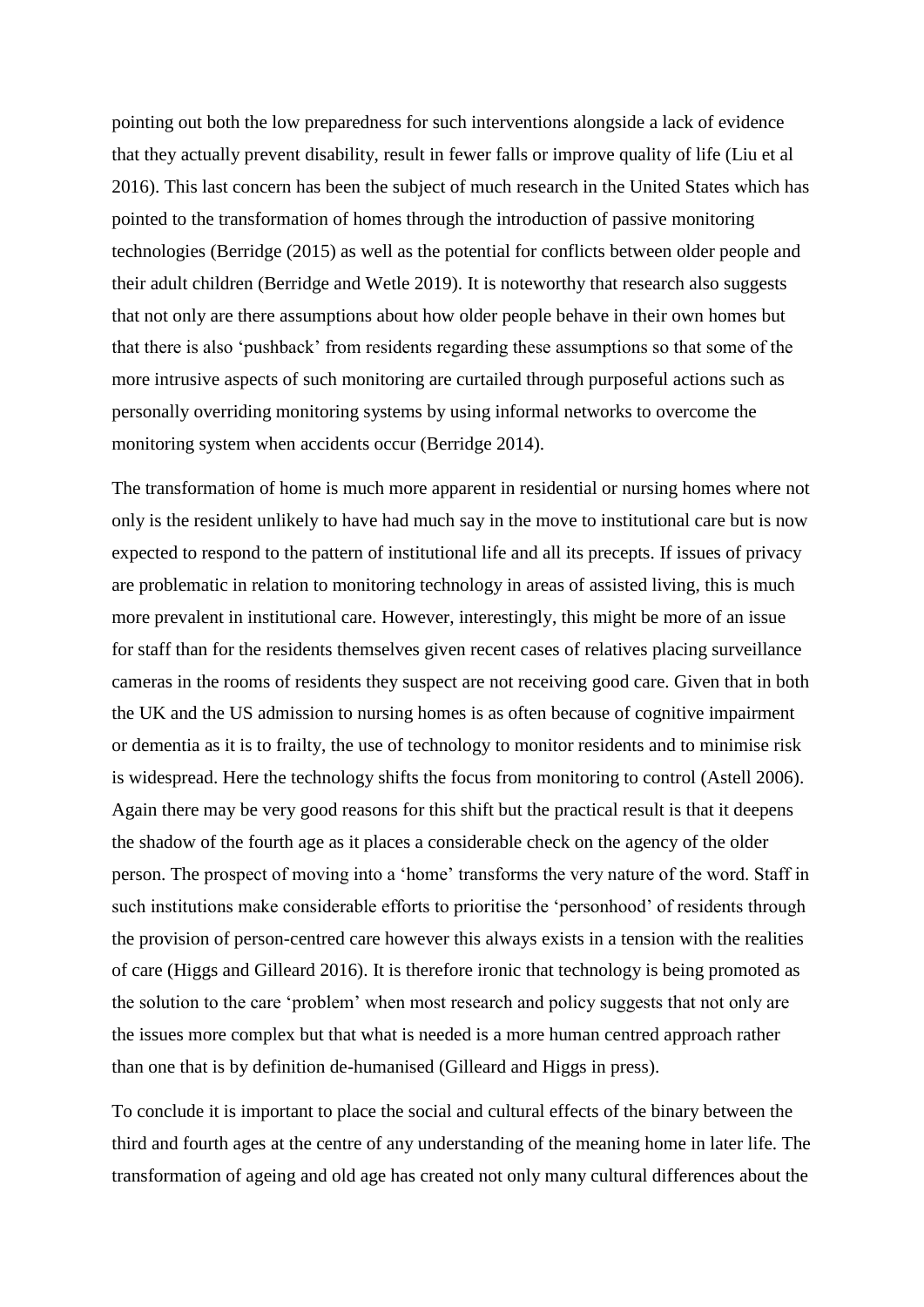pointing out both the low preparedness for such interventions alongside a lack of evidence that they actually prevent disability, result in fewer falls or improve quality of life (Liu et al 2016). This last concern has been the subject of much research in the United States which has pointed to the transformation of homes through the introduction of passive monitoring technologies (Berridge (2015) as well as the potential for conflicts between older people and their adult children (Berridge and Wetle 2019). It is noteworthy that research also suggests that not only are there assumptions about how older people behave in their own homes but that there is also 'pushback' from residents regarding these assumptions so that some of the more intrusive aspects of such monitoring are curtailed through purposeful actions such as personally overriding monitoring systems by using informal networks to overcome the monitoring system when accidents occur (Berridge 2014).

The transformation of home is much more apparent in residential or nursing homes where not only is the resident unlikely to have had much say in the move to institutional care but is now expected to respond to the pattern of institutional life and all its precepts. If issues of privacy are problematic in relation to monitoring technology in areas of assisted living, this is much more prevalent in institutional care. However, interestingly, this might be more of an issue for staff than for the residents themselves given recent cases of relatives placing surveillance cameras in the rooms of residents they suspect are not receiving good care. Given that in both the UK and the US admission to nursing homes is as often because of cognitive impairment or dementia as it is to frailty, the use of technology to monitor residents and to minimise risk is widespread. Here the technology shifts the focus from monitoring to control (Astell 2006). Again there may be very good reasons for this shift but the practical result is that it deepens the shadow of the fourth age as it places a considerable check on the agency of the older person. The prospect of moving into a 'home' transforms the very nature of the word. Staff in such institutions make considerable efforts to prioritise the 'personhood' of residents through the provision of person-centred care however this always exists in a tension with the realities of care (Higgs and Gilleard 2016). It is therefore ironic that technology is being promoted as the solution to the care 'problem' when most research and policy suggests that not only are the issues more complex but that what is needed is a more human centred approach rather than one that is by definition de-humanised (Gilleard and Higgs in press).

To conclude it is important to place the social and cultural effects of the binary between the third and fourth ages at the centre of any understanding of the meaning home in later life. The transformation of ageing and old age has created not only many cultural differences about the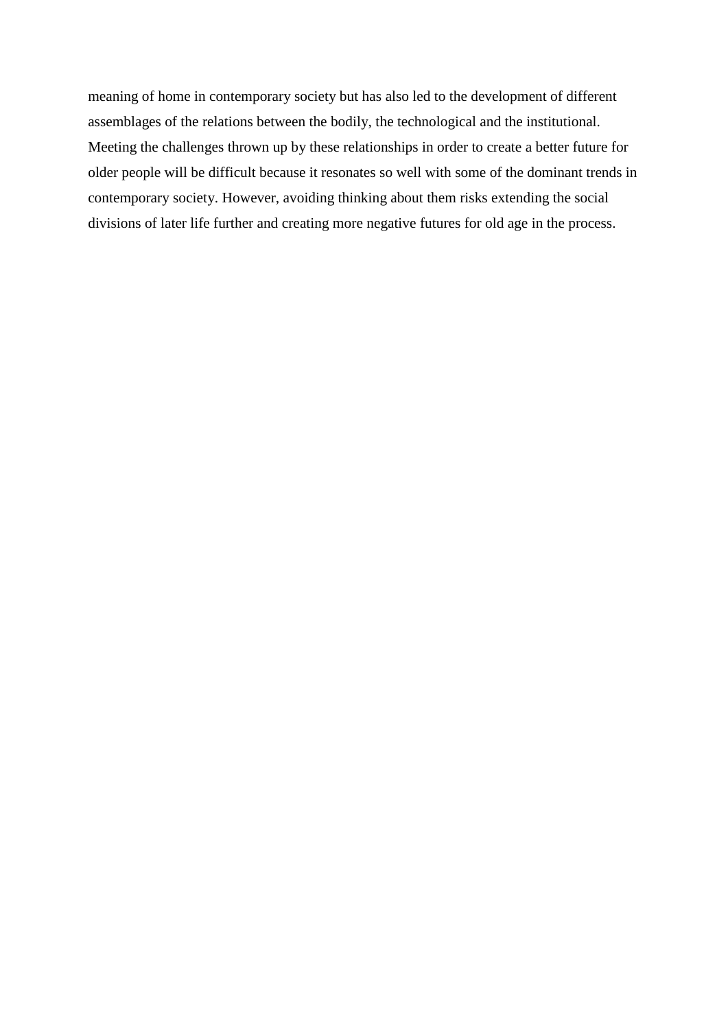meaning of home in contemporary society but has also led to the development of different assemblages of the relations between the bodily, the technological and the institutional. Meeting the challenges thrown up by these relationships in order to create a better future for older people will be difficult because it resonates so well with some of the dominant trends in contemporary society. However, avoiding thinking about them risks extending the social divisions of later life further and creating more negative futures for old age in the process.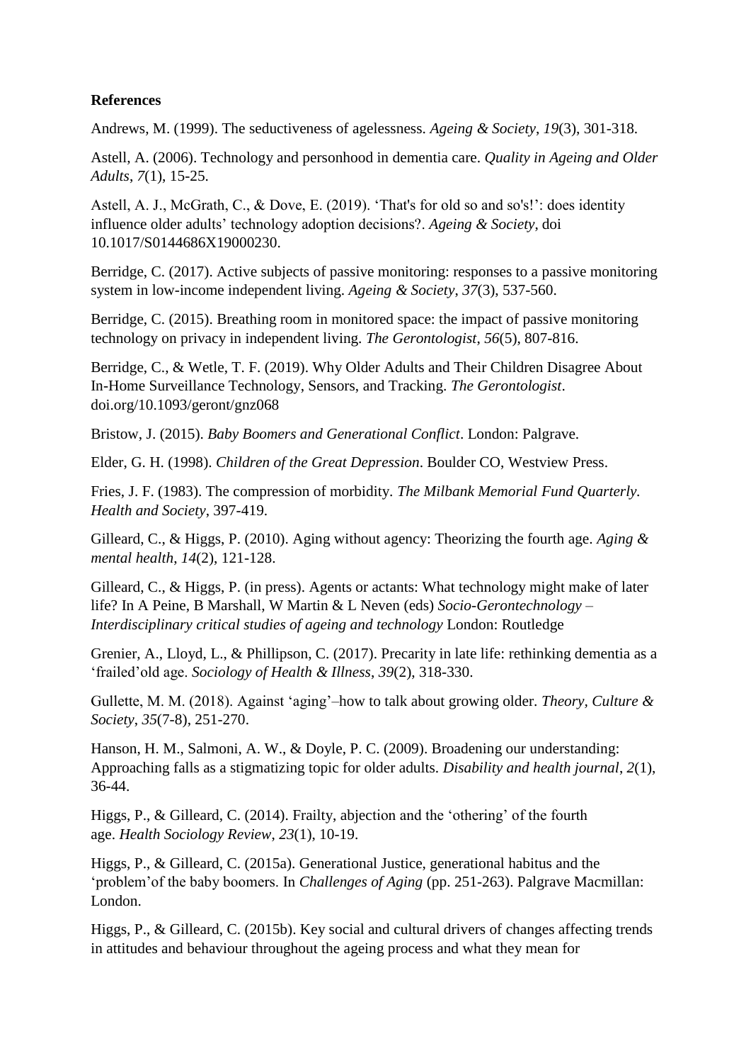**References**

Andrews, M. (1999). The seductiveness of agelessness. *Ageing & Society*, *19*(3), 301-318.

Astell, A. (2006). Technology and personhood in dementia care. *Quality in Ageing and Older Adults*, *7*(1), 15-25.

Astell, A. J., McGrath, C., & Dove, E. (2019). 'That's for old so and so's!': does identity influence older adults' technology adoption decisions?. *Ageing & Society*, doi 10.1017/S0144686X19000230.

Berridge, C. (2017). Active subjects of passive monitoring: responses to a passive monitoring system in low-income independent living. *Ageing & Society*, *37*(3), 537-560.

Berridge, C. (2015). Breathing room in monitored space: the impact of passive monitoring technology on privacy in independent living. *The Gerontologist*, *56*(5), 807-816.

Berridge, C., & Wetle, T. F. (2019). Why Older Adults and Their Children Disagree About In-Home Surveillance Technology, Sensors, and Tracking. *The Gerontologist*. doi.org/10.1093/geront/gnz068

Bristow, J. (2015). *Baby Boomers and Generational Conflict*. London: Palgrave.

Elder, G. H. (1998). *Children of the Great Depression*. Boulder CO, Westview Press.

Fries, J. F. (1983). The compression of morbidity. *The Milbank Memorial Fund Quarterly. Health and Society*, 397-419.

Gilleard, C., & Higgs, P. (2010). Aging without agency: Theorizing the fourth age. *Aging & mental health*, *14*(2), 121-128.

Gilleard, C., & Higgs, P. (in press). Agents or actants: What technology might make of later life? In A Peine, B Marshall, W Martin & L Neven (eds) *Socio-Gerontechnology – Interdisciplinary critical studies of ageing and technology* London: Routledge

Grenier, A., Lloyd, L., & Phillipson, C. (2017). Precarity in late life: rethinking dementia as a 'frailed'old age. *Sociology of Health & Illness*, *39*(2), 318-330.

Gullette, M. M. (2018). Against 'aging'–how to talk about growing older. *Theory, Culture & Society*, *35*(7-8), 251-270.

Hanson, H. M., Salmoni, A. W., & Doyle, P. C. (2009). Broadening our understanding: Approaching falls as a stigmatizing topic for older adults. *Disability and health journal*, *2*(1), 36-44.

Higgs, P., & Gilleard, C. (2014). Frailty, abjection and the 'othering' of the fourth age. *Health Sociology Review*, *23*(1), 10-19.

Higgs, P., & Gilleard, C. (2015a). Generational Justice, generational habitus and the 'problem'of the baby boomers. In *Challenges of Aging* (pp. 251-263). Palgrave Macmillan: London.

Higgs, P., & Gilleard, C. (2015b). Key social and cultural drivers of changes affecting trends in attitudes and behaviour throughout the ageing process and what they mean for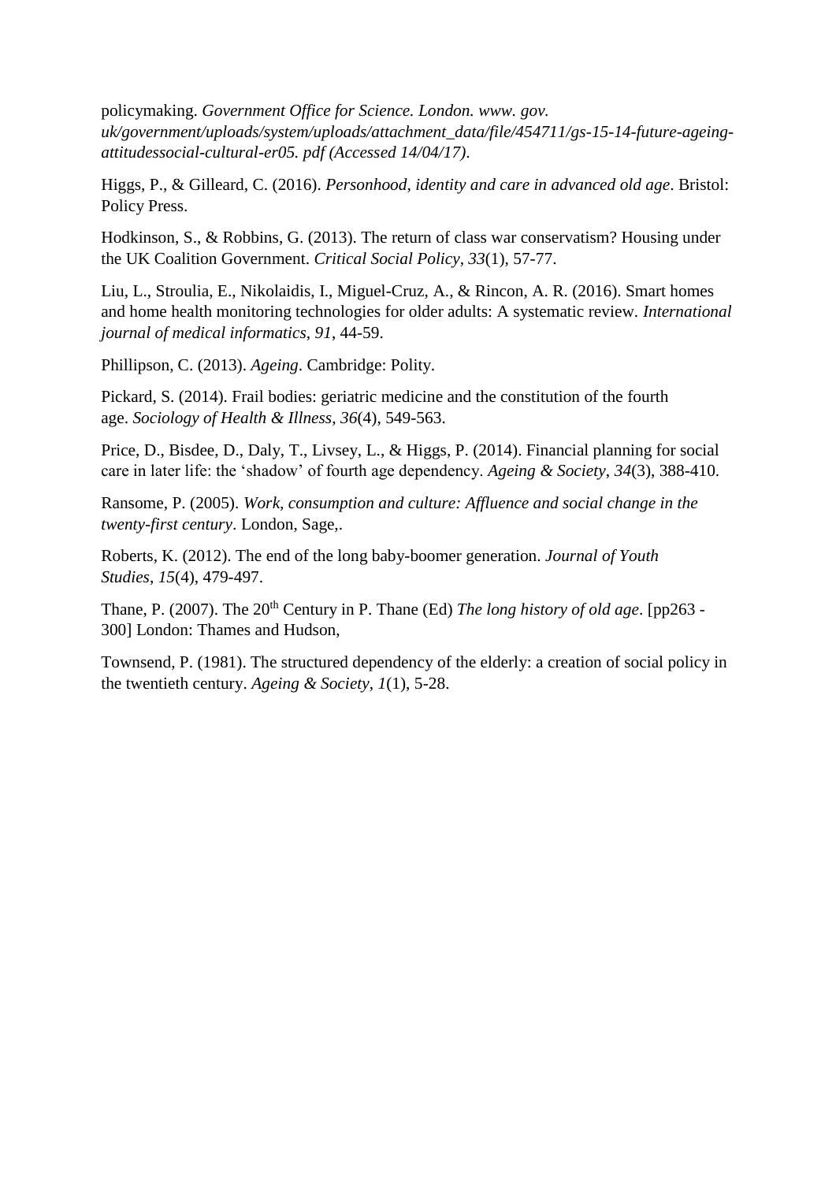policymaking. *Government Office for Science. London. www. gov. uk/government/uploads/system/uploads/attachment_data/file/454711/gs-15-14-future-ageing-attitudessocial-cultural-er05. pdf (Accessed 14/04/17)*.

Higgs, P., & Gilleard, C. (2016). *Personhood, identity and care in advanced old age*. Bristol: Policy Press.

Hodkinson, S., & Robbins, G. (2013). The return of class war conservatism? Housing under the UK Coalition Government. *Critical Social Policy*, *33*(1), 57-77.

Liu, L., Stroulia, E., Nikolaidis, I., Miguel-Cruz, A., & Rincon, A. R. (2016). Smart homes and home health monitoring technologies for older adults: A systematic review. *International journal of medical informatics*, *91*, 44-59.

Phillipson, C. (2013). *Ageing*. Cambridge: Polity.

Pickard, S. (2014). Frail bodies: geriatric medicine and the constitution of the fourth age. *Sociology of Health & Illness*, *36*(4), 549-563.

Price, D., Bisdee, D., Daly, T., Livsey, L., & Higgs, P. (2014). Financial planning for social care in later life: the 'shadow' of fourth age dependency. *Ageing & Society*, *34*(3), 388-410.

Ransome, P. (2005). *Work, consumption and culture: Affluence and social change in the twenty-first century*. London, Sage,.

Roberts, K. (2012). The end of the long baby-boomer generation. *Journal of Youth Studies*, *15*(4), 479-497.

Thane, P. (2007). The 20th Century in P. Thane (Ed) *The long history of old age*. [pp263 - 300] London: Thames and Hudson,

Townsend, P. (1981). The structured dependency of the elderly: a creation of social policy in the twentieth century. *Ageing & Society*, *1*(1), 5-28.